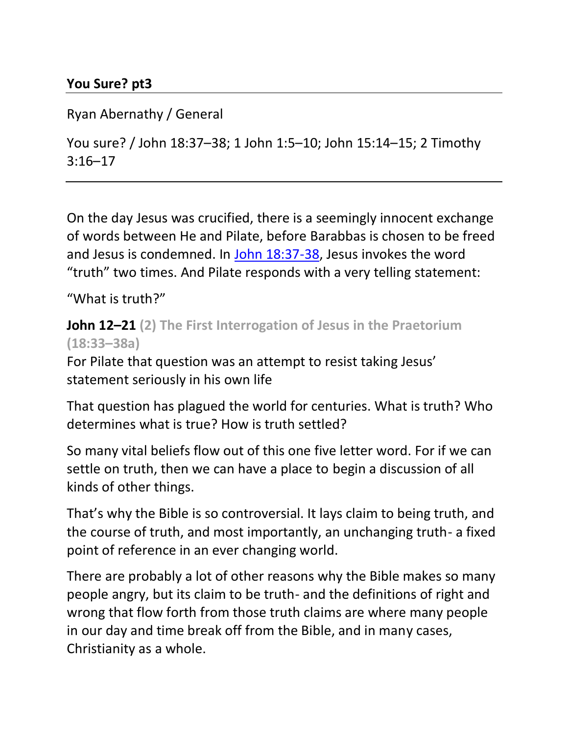## **You Sure? pt3**

Ryan Abernathy / General

You sure? / John 18:37–38; 1 John 1:5–10; John 15:14–15; 2 Timothy 3:16–17

---

On the day Jesus was crucified, there is a seemingly innocent exchange of words between He and Pilate, before Barabbas is chosen to be freed and Jesus is condemned. In [John 18:37-38](), Jesus invokes the word "truth" two times. And Pilate responds with a very telling statement:

"What is truth?"

**John 12–21** **(2) The First Interrogation of Jesus in the Praetorium (18:33–38a)**

For Pilate that question was an attempt to resist taking Jesus' statement seriously in his own life

That question has plagued the world for centuries. What is truth? Who determines what is true? How is truth settled?

So many vital beliefs flow out of this one five letter word. For if we can settle on truth, then we can have a place to begin a discussion of all kinds of other things.

That's why the Bible is so controversial. It lays claim to being truth, and the course of truth, and most importantly, an unchanging truth- a fixed point of reference in an ever changing world.

There are probably a lot of other reasons why the Bible makes so many people angry, but its claim to be truth- and the definitions of right and wrong that flow forth from those truth claims are where many people in our day and time break off from the Bible, and in many cases, Christianity as a whole.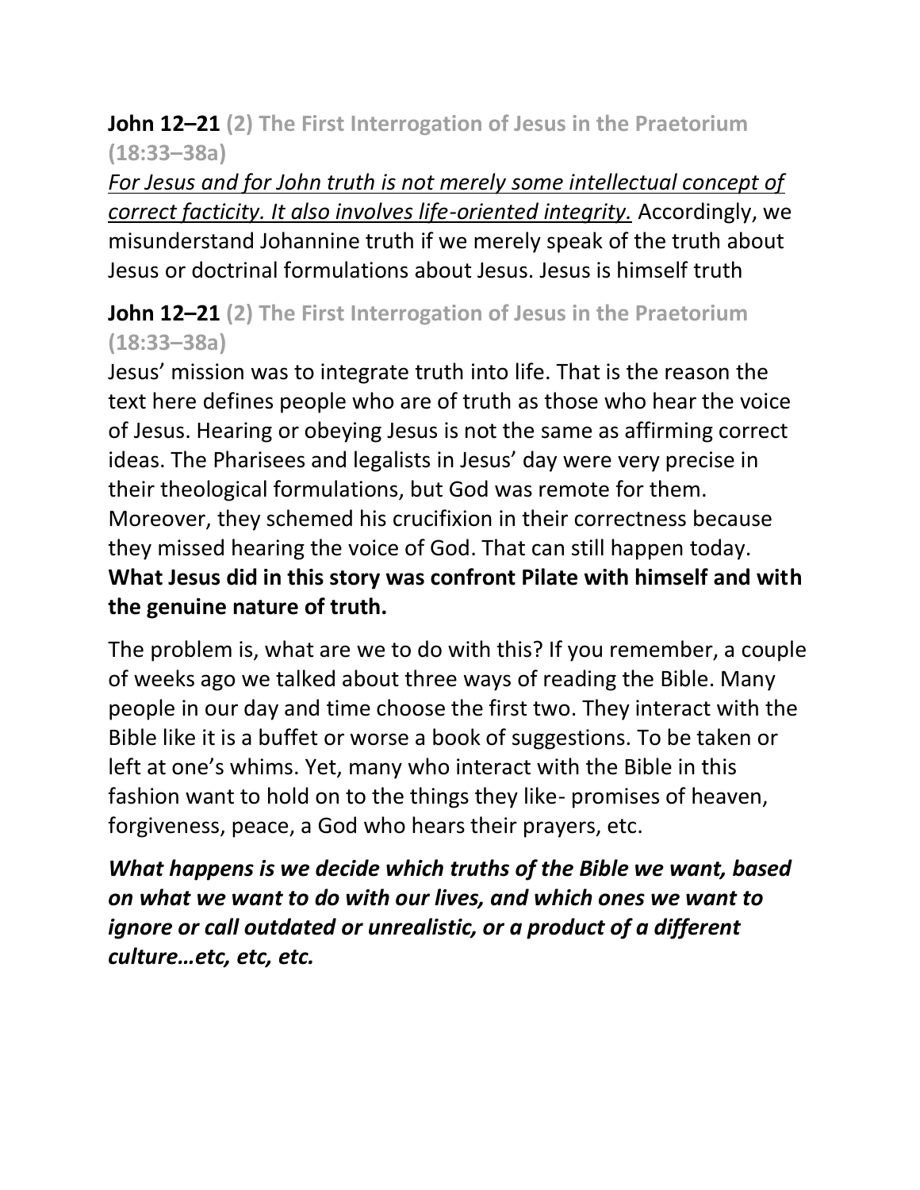**John 12–21** (2) The First Interrogation of Jesus in the Praetorium (18:33–38a)

*For Jesus and for John truth is not merely some intellectual concept of correct facticity. It also involves life-oriented integrity.* Accordingly, we misunderstand Johannine truth if we merely speak of the truth about Jesus or doctrinal formulations about Jesus. Jesus is himself truth

**John 12–21** (2) The First Interrogation of Jesus in the Praetorium (18:33–38a)

Jesus' mission was to integrate truth into life. That is the reason the text here defines people who are of truth as those who hear the voice of Jesus. Hearing or obeying Jesus is not the same as affirming correct ideas. The Pharisees and legalists in Jesus' day were very precise in their theological formulations, but God was remote for them. Moreover, they schemed his crucifixion in their correctness because they missed hearing the voice of God. That can still happen today. **What Jesus did in this story was confront Pilate with himself and with the genuine nature of truth.**

The problem is, what are we to do with this? If you remember, a couple of weeks ago we talked about three ways of reading the Bible. Many people in our day and time choose the first two. They interact with the Bible like it is a buffet or worse a book of suggestions. To be taken or left at one's whims. Yet, many who interact with the Bible in this fashion want to hold on to the things they like- promises of heaven, forgiveness, peace, a God who hears their prayers, etc.

***What happens is we decide which truths of the Bible we want, based on what we want to do with our lives, and which ones we want to ignore or call outdated or unrealistic, or a product of a different culture…etc, etc, etc.***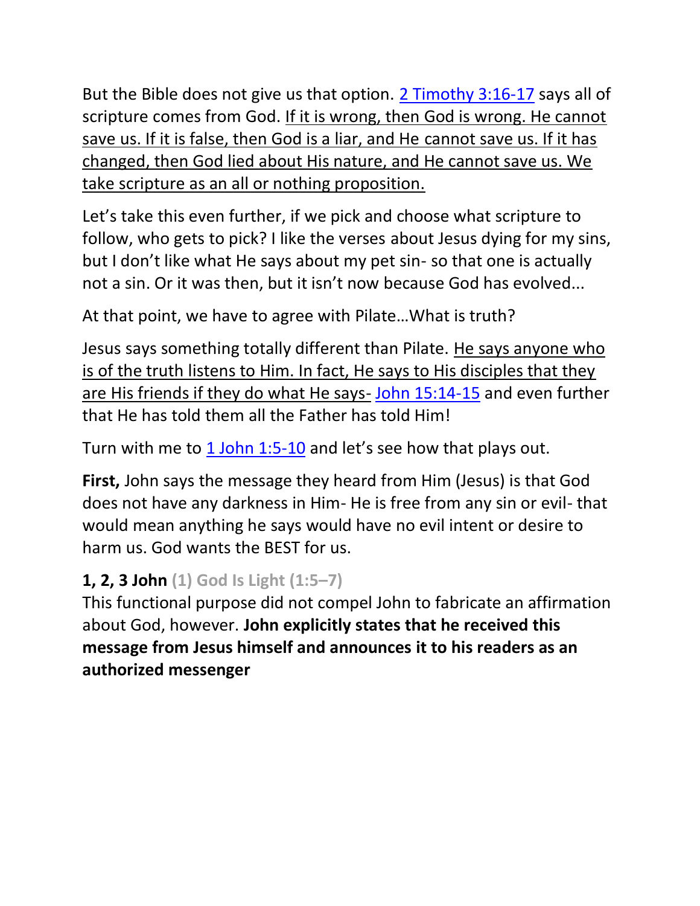But the Bible does not give us that option. [2 Timothy 3:16-17](#) says all of scripture comes from God. <u>If it is wrong, then God is wrong. He cannot save us. If it is false, then God is a liar, and He cannot save us. If it has changed, then God lied about His nature, and He cannot save us. We take scripture as an all or nothing proposition.</u>

Let's take this even further, if we pick and choose what scripture to follow, who gets to pick? I like the verses about Jesus dying for my sins, but I don't like what He says about my pet sin- so that one is actually not a sin. Or it was then, but it isn't now because God has evolved...

At that point, we have to agree with Pilate…What is truth?

Jesus says something totally different than Pilate. <u>He says anyone who is of the truth listens to Him. In fact, He says to His disciples that they are His friends if they do what He says-</u> [John 15:14-15](#) and even further that He has told them all the Father has told Him!

Turn with me to [1 John 1:5-10](#) and let's see how that plays out.

**First,** John says the message they heard from Him (Jesus) is that God does not have any darkness in Him- He is free from any sin or evil- that would mean anything he says would have no evil intent or desire to harm us. God wants the BEST for us.

**1, 2, 3 John** **(1) God Is Light (1:5–7)**
This functional purpose did not compel John to fabricate an affirmation about God, however. **John explicitly states that he received this message from Jesus himself and announces it to his readers as an authorized messenger**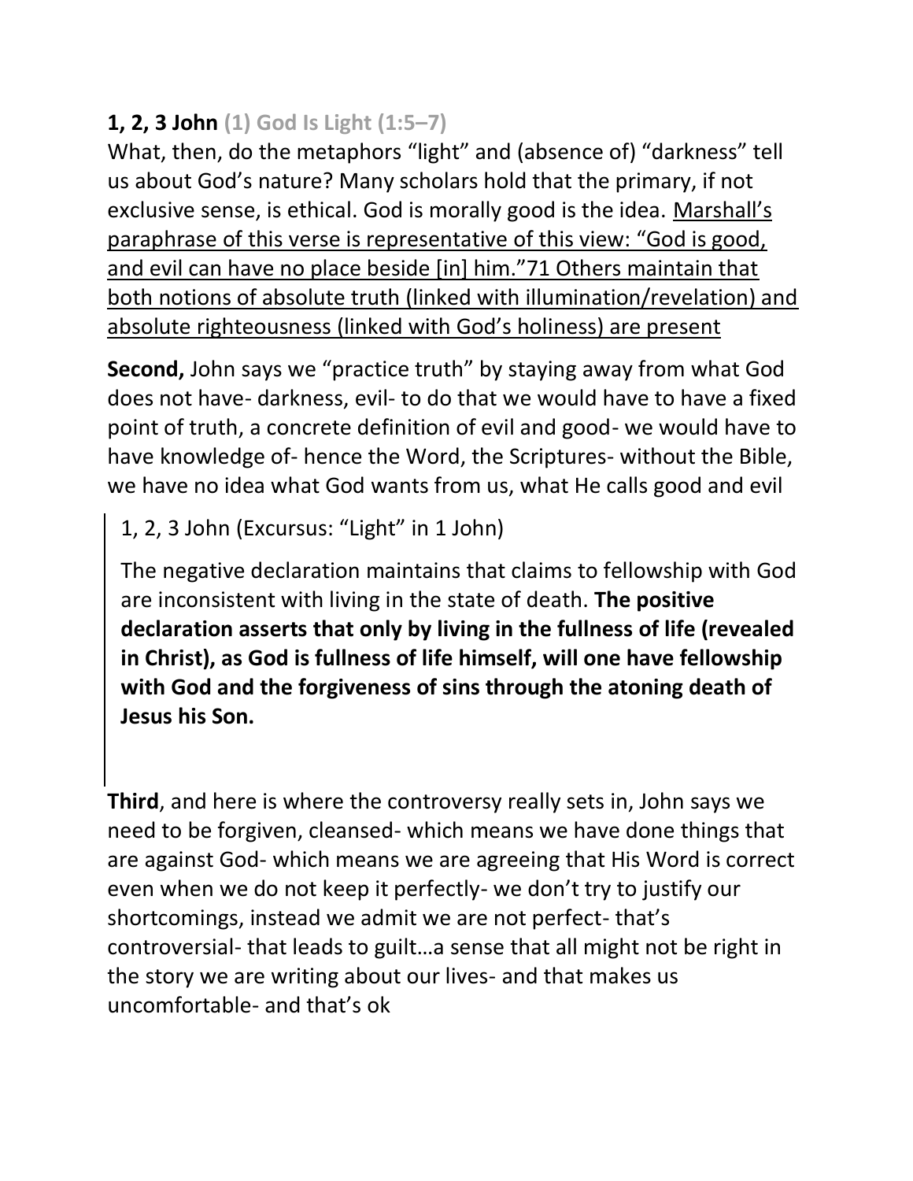**1, 2, 3 John** **(1) God Is Light (1:5–7)**

What, then, do the metaphors "light" and (absence of) "darkness" tell us about God's nature? Many scholars hold that the primary, if not exclusive sense, is ethical. God is morally good is the idea. Marshall's paraphrase of this verse is representative of this view: "God is good, and evil can have no place beside [in] him."71 Others maintain that both notions of absolute truth (linked with illumination/revelation) and absolute righteousness (linked with God's holiness) are present

**Second,** John says we "practice truth" by staying away from what God does not have- darkness, evil- to do that we would have to have a fixed point of truth, a concrete definition of evil and good- we would have to have knowledge of- hence the Word, the Scriptures- without the Bible, we have no idea what God wants from us, what He calls good and evil

> 1, 2, 3 John (Excursus: "Light" in 1 John)
>
> The negative declaration maintains that claims to fellowship with God are inconsistent with living in the state of death. **The positive declaration asserts that only by living in the fullness of life (revealed in Christ), as God is fullness of life himself, will one have fellowship with God and the forgiveness of sins through the atoning death of Jesus his Son.**

**Third**, and here is where the controversy really sets in, John says we need to be forgiven, cleansed- which means we have done things that are against God- which means we are agreeing that His Word is correct even when we do not keep it perfectly- we don't try to justify our shortcomings, instead we admit we are not perfect- that's controversial- that leads to guilt…a sense that all might not be right in the story we are writing about our lives- and that makes us uncomfortable- and that's ok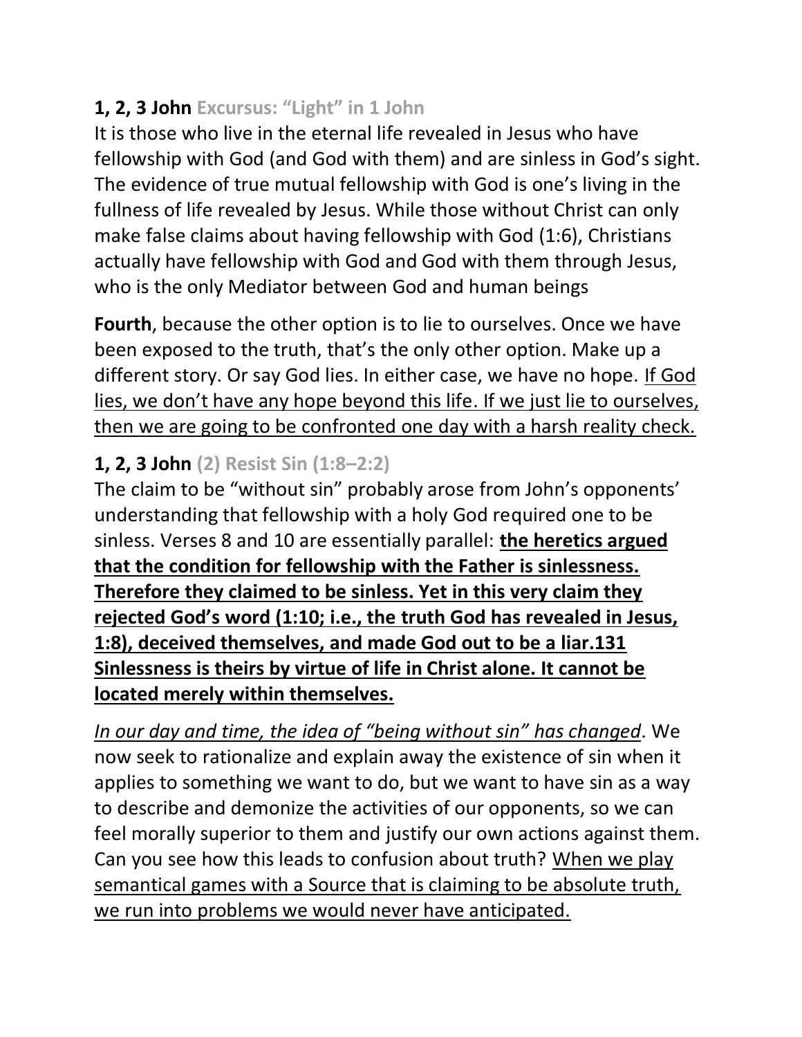**1, 2, 3 John** Excursus: "Light" in 1 John

It is those who live in the eternal life revealed in Jesus who have fellowship with God (and God with them) and are sinless in God's sight. The evidence of true mutual fellowship with God is one's living in the fullness of life revealed by Jesus. While those without Christ can only make false claims about having fellowship with God (1:6), Christians actually have fellowship with God and God with them through Jesus, who is the only Mediator between God and human beings

**Fourth**, because the other option is to lie to ourselves. Once we have been exposed to the truth, that's the only other option. Make up a different story. Or say God lies. In either case, we have no hope. <u>If God lies, we don't have any hope beyond this life. If we just lie to ourselves, then we are going to be confronted one day with a harsh reality check.</u>

**1, 2, 3 John** (2) Resist Sin (1:8–2:2)

The claim to be "without sin" probably arose from John's opponents' understanding that fellowship with a holy God required one to be sinless. Verses 8 and 10 are essentially parallel: **<u>the heretics argued that the condition for fellowship with the Father is sinlessness. Therefore they claimed to be sinless. Yet in this very claim they rejected God's word (1:10; i.e., the truth God has revealed in Jesus, 1:8), deceived themselves, and made God out to be a liar.131 Sinlessness is theirs by virtue of life in Christ alone. It cannot be located merely within themselves.</u>**

<u>*In our day and time, the idea of "being without sin" has changed*</u>. We now seek to rationalize and explain away the existence of sin when it applies to something we want to do, but we want to have sin as a way to describe and demonize the activities of our opponents, so we can feel morally superior to them and justify our own actions against them. Can you see how this leads to confusion about truth? <u>When we play semantical games with a Source that is claiming to be absolute truth, we run into problems we would never have anticipated.</u>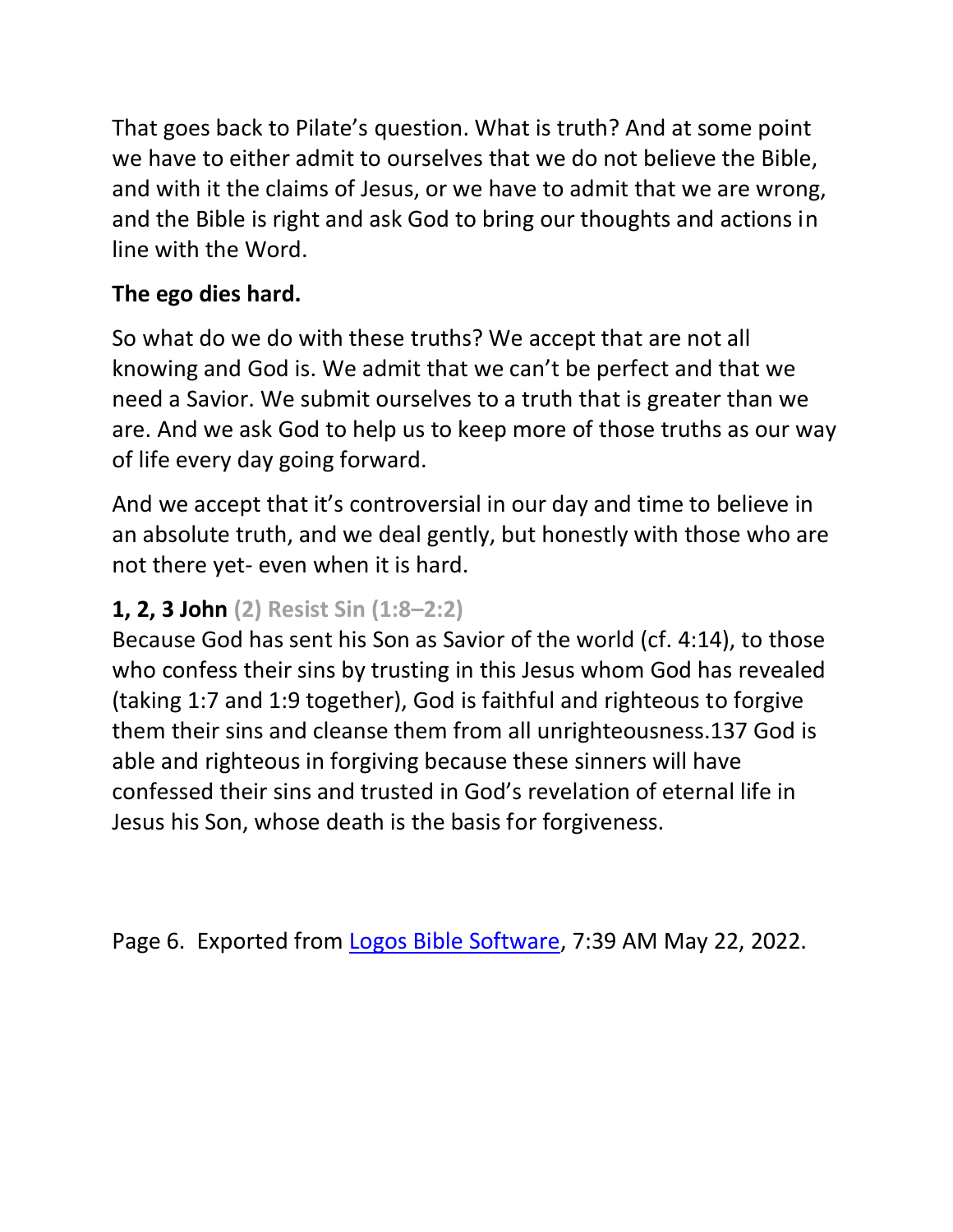That goes back to Pilate's question. What is truth? And at some point we have to either admit to ourselves that we do not believe the Bible, and with it the claims of Jesus, or we have to admit that we are wrong, and the Bible is right and ask God to bring our thoughts and actions in line with the Word.

**The ego dies hard.**

So what do we do with these truths? We accept that are not all knowing and God is. We admit that we can't be perfect and that we need a Savior. We submit ourselves to a truth that is greater than we are. And we ask God to help us to keep more of those truths as our way of life every day going forward.

And we accept that it's controversial in our day and time to believe in an absolute truth, and we deal gently, but honestly with those who are not there yet- even when it is hard.

**1, 2, 3 John (2) Resist Sin (1:8–2:2)**

Because God has sent his Son as Savior of the world (cf. 4:14), to those who confess their sins by trusting in this Jesus whom God has revealed (taking 1:7 and 1:9 together), God is faithful and righteous to forgive them their sins and cleanse them from all unrighteousness.137 God is able and righteous in forgiving because these sinners will have confessed their sins and trusted in God's revelation of eternal life in Jesus his Son, whose death is the basis for forgiveness.

Exported from [Logos Bible Software](Logos Bible Software), 7:39 AM May 22, 2022.